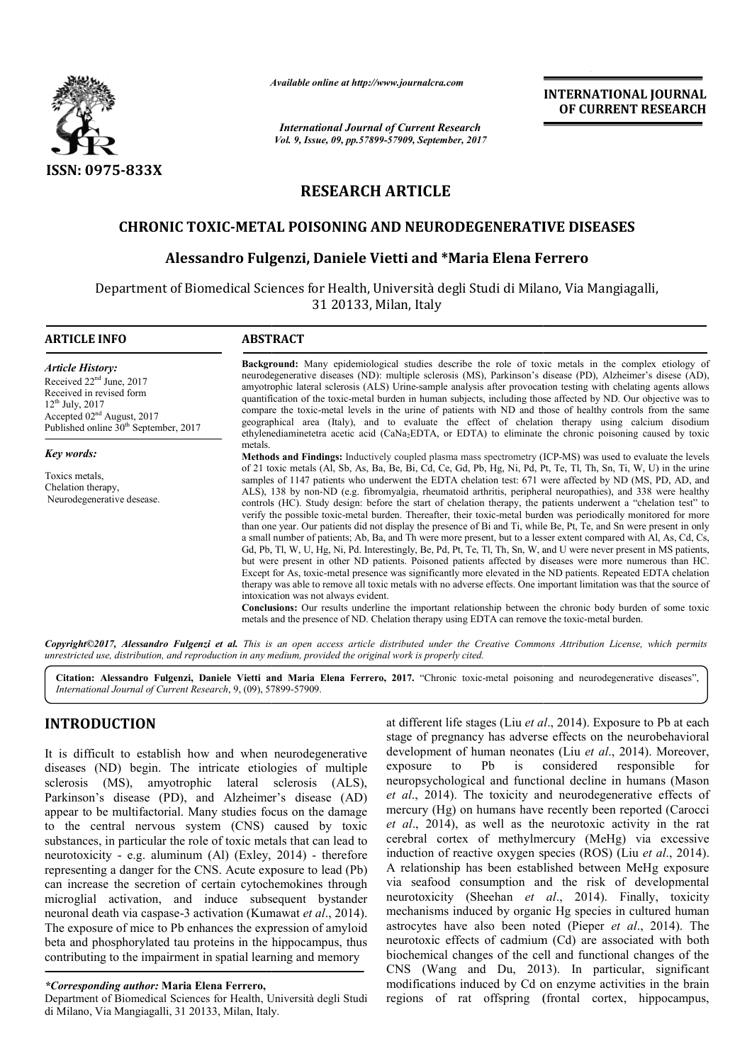*Available online at http://www.journalcra.com*

*International Journal of Current Research*
*Vol. 9, Issue, 09, pp.57899-57909, September, 2017*

**INTERNATIONAL JOURNAL OF CURRENT RESEARCH**

ISSN: 0975-833X

# RESEARCH ARTICLE

## CHRONIC TOXIC-METAL POISONING AND NEURODEGENERATIVE DISEASES

### Alessandro Fulgenzi, Daniele Vietti and *Maria Elena Ferrero

Department of Biomedical Sciences for Health, Università degli Studi di Milano, Via Mangiagalli, 31 20133, Milan, Italy

**ARTICLE INFO**

*Article History:*

Received 22[nd] June, 2017
Received in revised form
12[th] July, 2017
Accepted 02[nd] August, 2017
Published online 30[th] September, 2017

*Key words:*

Toxics metals,
Chelation therapy,
Neurodegenerative desease.

**ABSTRACT**

**Background:** Many epidemiological studies describe the role of toxic metals in the complex etiology of neurodegenerative diseases (ND): multiple sclerosis (MS), Parkinson's disease (PD), Alzheimer's disese (AD), amyotrophic lateral sclerosis (ALS) Urine-sample analysis after provocation testing with chelating agents allows quantification of the toxic-metal burden in human subjects, including those affected by ND. Our objective was to compare the toxic-metal levels in the urine of patients with ND and those of healthy controls from the same geographical area (Italy), and to evaluate the effect of chelation therapy using calcium disodium ethylenediaminetetra acetic acid ($CaNa_2EDTA$, or EDTA) to eliminate the chronic poisoning caused by toxic metals.

**Methods and Findings:** Inductively coupled plasma mass spectrometry (ICP-MS) was used to evaluate the levels of 21 toxic metals (Al, Sb, As, Ba, Be, Bi, Cd, Ce, Gd, Pb, Hg, Ni, Pd, Pt, Te, Tl, Th, Sn, Ti, W, U) in the urine samples of 1147 patients who underwent the EDTA chelation test: 671 were affected by ND (MS, PD, AD, and ALS), 138 by non-ND (e.g. fibromyalgia, rheumatoid arthritis, peripheral neuropathies), and 338 were healthy controls (HC). Study design: before the start of chelation therapy, the patients underwent a "chelation test" to verify the possible toxic-metal burden. Thereafter, their toxic-metal burden was periodically monitored for more than one year. Our patients did not display the presence of Bi and Ti, while Be, Pt, Te, and Sn were present in only a small number of patients; Ab, Ba, and Th were more present, but to a lesser extent compared with Al, As, Cd, Cs, Gd, Pb, Tl, W, U, Hg, Ni, Pd. Interestingly, Be, Pd, Pt, Te, Tl, Th, Sn, W, and U were never present in MS patients, but were present in other ND patients. Poisoned patients affected by diseases were more numerous than HC. Except for As, toxic-metal presence was significantly more elevated in the ND patients. Repeated EDTA chelation therapy was able to remove all toxic metals with no adverse effects. One important limitation was that the source of intoxication was not always evident.

**Conclusions:** Our results underline the important relationship between the chronic body burden of some toxic metals and the presence of ND. Chelation therapy using EDTA can remove the toxic-metal burden.

***Copyright©2017, Alessandro Fulgenzi et al.*** *This is an open access article distributed under the Creative Commons Attribution License, which permits unrestricted use, distribution, and reproduction in any medium, provided the original work is properly cited.*

**Citation: Alessandro Fulgenzi, Daniele Vietti and Maria Elena Ferrero, 2017.** "Chronic toxic-metal poisoning and neurodegenerative diseases", *International Journal of Current Research*, 9, (09), 57899-57909.

## INTRODUCTION

It is difficult to establish how and when neurodegenerative diseases (ND) begin. The intricate etiologies of multiple sclerosis (MS), amyotrophic lateral sclerosis (ALS), Parkinson's disease (PD), and Alzheimer's disease (AD) appear to be multifactorial. Many studies focus on the damage to the central nervous system (CNS) caused by toxic substances, in particular the role of toxic metals that can lead to neurotoxicity - e.g. aluminum (Al) (Exley, 2014) - therefore representing a danger for the CNS. Acute exposure to lead (Pb) can increase the secretion of certain cytochemokines through microglial activation, and induce subsequent bystander neuronal death via caspase-3 activation (Kumawat *et al*., 2014). The exposure of mice to Pb enhances the expression of amyloid beta and phosphorylated tau proteins in the hippocampus, thus contributing to the impairment in spatial learning and memory at different life stages (Liu *et al*., 2014). Exposure to Pb at each stage of pregnancy has adverse effects on the neurobehavioral development of human neonates (Liu *et al*., 2014). Moreover, exposure to Pb is considered responsible for neuropsychological and functional decline in humans (Mason *et al*., 2014). The toxicity and neurodegenerative effects of mercury (Hg) on humans have recently been reported (Carocci *et al*., 2014), as well as the neurotoxic activity in the rat cerebral cortex of methylmercury (MeHg) via excessive induction of reactive oxygen species (ROS) (Liu *et al*., 2014). A relationship has been established between MeHg exposure via seafood consumption and the risk of developmental neurotoxicity (Sheehan *et al*., 2014). Finally, toxicity mechanisms induced by organic Hg species in cultured human astrocytes have also been noted (Pieper *et al*., 2014). The neurotoxic effects of cadmium (Cd) are associated with both biochemical changes of the cell and functional changes of the CNS (Wang and Du, 2013). In particular, significant modifications induced by Cd on enzyme activities in the brain regions of rat offspring (frontal cortex, hippocampus,

**\*Corresponding author: Maria Elena Ferrero,**
Department of Biomedical Sciences for Health, Università degli Studi di Milano, Via Mangiagalli, 31 20133, Milan, Italy.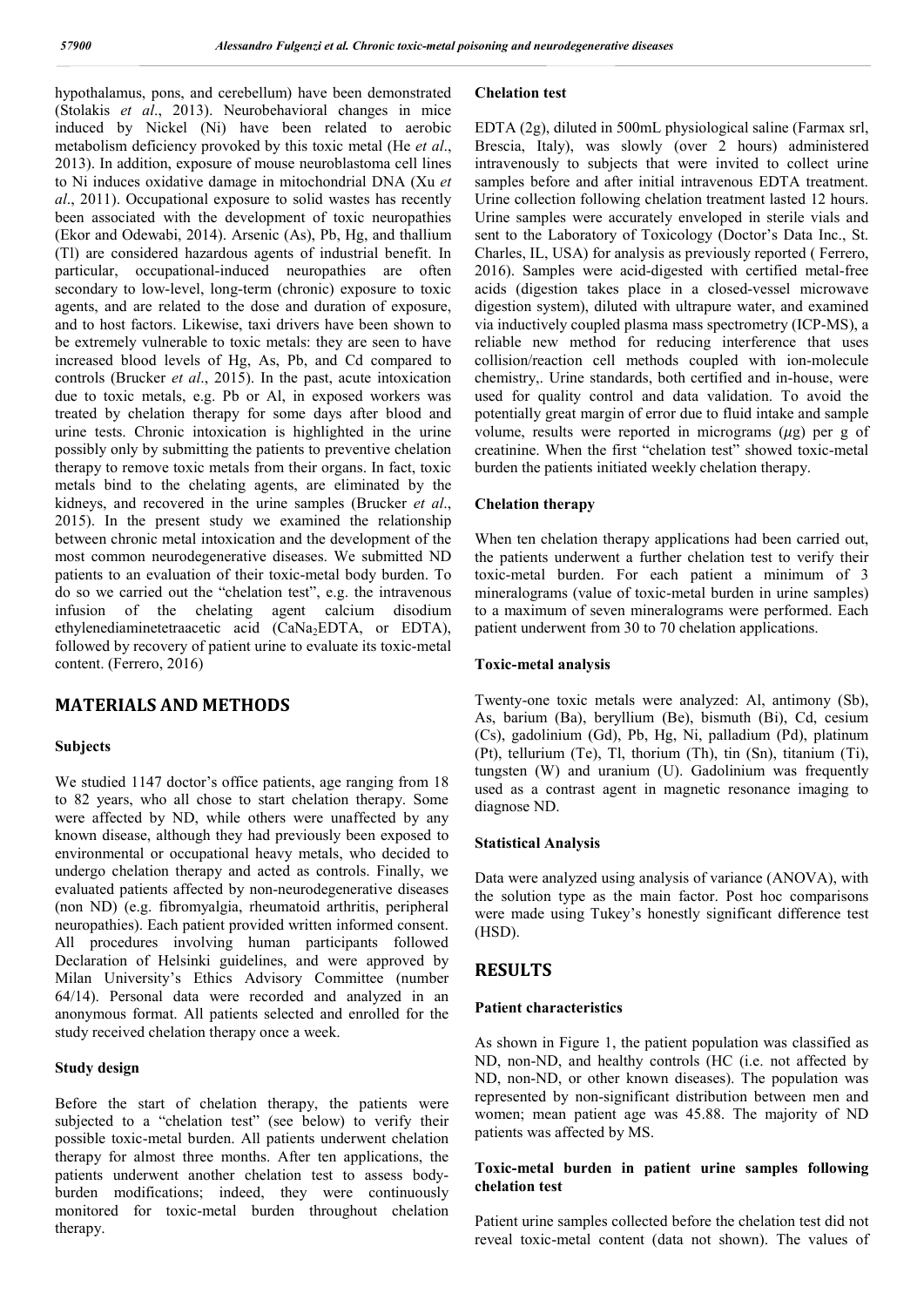hypothalamus, pons, and cerebellum) have been demonstrated (Stolakis *et al*., 2013). Neurobehavioral changes in mice induced by Nickel (Ni) have been related to aerobic metabolism deficiency provoked by this toxic metal (He *et al*., 2013). In addition, exposure of mouse neuroblastoma cell lines to Ni induces oxidative damage in mitochondrial DNA (Xu *et al*., 2011). Occupational exposure to solid wastes has recently been associated with the development of toxic neuropathies (Ekor and Odewabi, 2014). Arsenic (As), Pb, Hg, and thallium (Tl) are considered hazardous agents of industrial benefit. In particular, occupational-induced neuropathies are often secondary to low-level, long-term (chronic) exposure to toxic agents, and are related to the dose and duration of exposure, and to host factors. Likewise, taxi drivers have been shown to be extremely vulnerable to toxic metals: they are seen to have increased blood levels of Hg, As, Pb, and Cd compared to controls (Brucker *et al*., 2015). In the past, acute intoxication due to toxic metals, e.g. Pb or Al, in exposed workers was treated by chelation therapy for some days after blood and urine tests. Chronic intoxication is highlighted in the urine possibly only by submitting the patients to preventive chelation therapy to remove toxic metals from their organs. In fact, toxic metals bind to the chelating agents, are eliminated by the kidneys, and recovered in the urine samples (Brucker *et al*., 2015). In the present study we examined the relationship between chronic metal intoxication and the development of the most common neurodegenerative diseases. We submitted ND patients to an evaluation of their toxic-metal body burden. To do so we carried out the "chelation test", e.g. the intravenous infusion of the chelating agent calcium disodium ethylenediaminetetraacetic acid ($CaNa_2EDTA$, or EDTA), followed by recovery of patient urine to evaluate its toxic-metal content. (Ferrero, 2016)

## MATERIALS AND METHODS

### Subjects

We studied 1147 doctor's office patients, age ranging from 18 to 82 years, who all chose to start chelation therapy. Some were affected by ND, while others were unaffected by any known disease, although they had previously been exposed to environmental or occupational heavy metals, who decided to undergo chelation therapy and acted as controls. Finally, we evaluated patients affected by non-neurodegenerative diseases (non ND) (e.g. fibromyalgia, rheumatoid arthritis, peripheral neuropathies). Each patient provided written informed consent. All procedures involving human participants followed Declaration of Helsinki guidelines, and were approved by Milan University's Ethics Advisory Committee (number 64/14). Personal data were recorded and analyzed in an anonymous format. All patients selected and enrolled for the study received chelation therapy once a week.

### Study design

Before the start of chelation therapy, the patients were subjected to a "chelation test" (see below) to verify their possible toxic-metal burden. All patients underwent chelation therapy for almost three months. After ten applications, the patients underwent another chelation test to assess body-burden modifications; indeed, they were continuously monitored for toxic-metal burden throughout chelation therapy.

### Chelation test

EDTA (2g), diluted in 500mL physiological saline (Farmax srl, Brescia, Italy), was slowly (over 2 hours) administered intravenously to subjects that were invited to collect urine samples before and after initial intravenous EDTA treatment. Urine collection following chelation treatment lasted 12 hours. Urine samples were accurately enveloped in sterile vials and sent to the Laboratory of Toxicology (Doctor's Data Inc., St. Charles, IL, USA) for analysis as previously reported ( Ferrero, 2016). Samples were acid-digested with certified metal-free acids (digestion takes place in a closed-vessel microwave digestion system), diluted with ultrapure water, and examined via inductively coupled plasma mass spectrometry (ICP-MS), a reliable new method for reducing interference that uses collision/reaction cell methods coupled with ion-molecule chemistry,. Urine standards, both certified and in-house, were used for quality control and data validation. To avoid the potentially great margin of error due to fluid intake and sample volume, results were reported in micrograms ($\mu$g) per g of creatinine. When the first "chelation test" showed toxic-metal burden the patients initiated weekly chelation therapy.

### Chelation therapy

When ten chelation therapy applications had been carried out, the patients underwent a further chelation test to verify their toxic-metal burden. For each patient a minimum of 3 mineralograms (value of toxic-metal burden in urine samples) to a maximum of seven mineralograms were performed. Each patient underwent from 30 to 70 chelation applications.

### Toxic-metal analysis

Twenty-one toxic metals were analyzed: Al, antimony (Sb), As, barium (Ba), beryllium (Be), bismuth (Bi), Cd, cesium (Cs), gadolinium (Gd), Pb, Hg, Ni, palladium (Pd), platinum (Pt), tellurium (Te), Tl, thorium (Th), tin (Sn), titanium (Ti), tungsten (W) and uranium (U). Gadolinium was frequently used as a contrast agent in magnetic resonance imaging to diagnose ND.

### Statistical Analysis

Data were analyzed using analysis of variance (ANOVA), with the solution type as the main factor. Post hoc comparisons were made using Tukey's honestly significant difference test (HSD).

## RESULTS

### Patient characteristics

As shown in Figure 1, the patient population was classified as ND, non-ND, and healthy controls (HC (i.e. not affected by ND, non-ND, or other known diseases). The population was represented by non-significant distribution between men and women; mean patient age was 45.88. The majority of ND patients was affected by MS.

### Toxic-metal burden in patient urine samples following chelation test

Patient urine samples collected before the chelation test did not reveal toxic-metal content (data not shown). The values of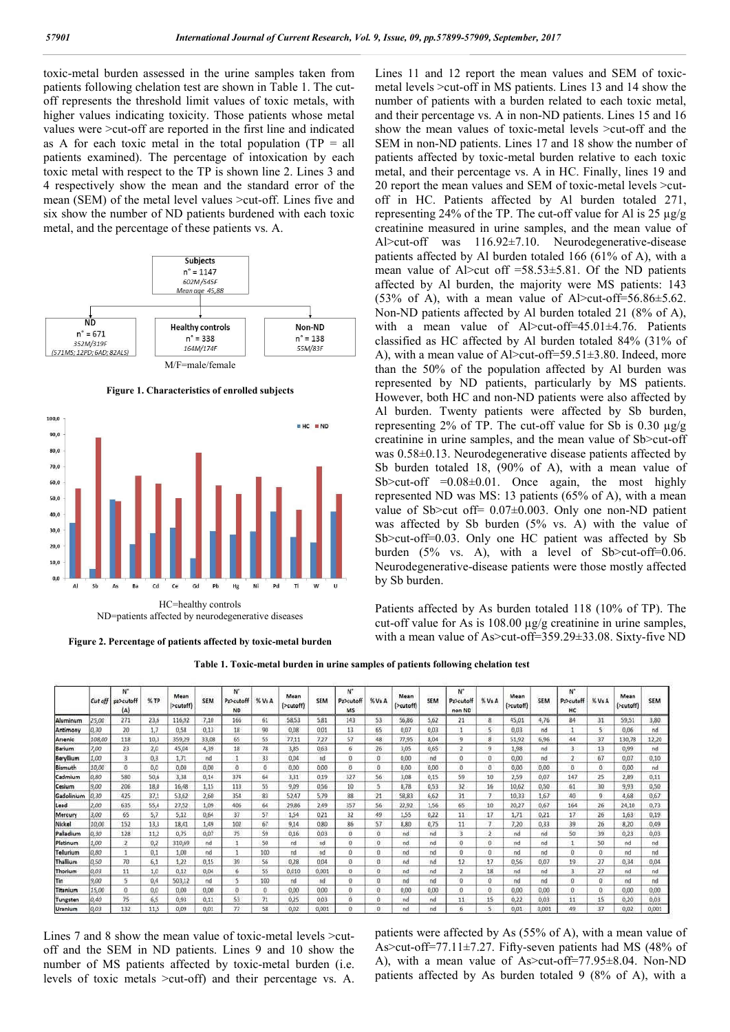toxic-metal burden assessed in the urine samples taken from patients following chelation test are shown in Table 1. The cut-off represents the threshold limit values of toxic metals, with higher values indicating toxicity. Those patients whose metal values were >cut-off are reported in the first line and indicated as A for each toxic metal in the total population (TP = all patients examined). The percentage of intoxication by each toxic metal with respect to the TP is shown line 2. Lines 3 and 4 respectively show the mean and the standard error of the mean (SEM) of the metal level values >cut-off. Lines five and six show the number of ND patients burdened with each toxic metal, and the percentage of these patients vs. A.

Subjects n° = 1147 602M/545F Mean age 45,88

ND n° = 671 352M/319F (571MS; 12PD; 6AD; 82ALS) | Healthy controls n° = 338 164M/174F | Non-ND n° = 138 55M/83F

M/F=male/female

**Figure 1. Characteristics of enrolled subjects**

HC=healthy controls

ND=patients affected by neurodegenerative diseases

**Figure 2. Percentage of patients affected by toxic-metal burden**

Lines 7 and 8 show the mean value of toxic-metal levels >cut-off and the SEM in ND patients. Lines 9 and 10 show the number of MS patients affected by toxic-metal burden (i.e. levels of toxic metals >cut-off) and their percentage vs. A. Lines 11 and 12 report the mean values and SEM of toxic-metal levels >cut-off in MS patients. Lines 13 and 14 show the number of patients with a burden related to each toxic metal, and their percentage vs. A in non-ND patients. Lines 15 and 16 show the mean values of toxic-metal levels >cut-off and the SEM in non-ND patients. Lines 17 and 18 show the number of patients affected by toxic-metal burden relative to each toxic metal, and their percentage vs. A in HC. Finally, lines 19 and 20 report the mean values and SEM of toxic-metal levels >cut-off in HC. Patients affected by Al burden totaled 271, representing 24% of the TP. The cut-off value for Al is 25 µg/g creatinine measured in urine samples, and the mean value of Al>cut-off was 116.92±7.10. Neurodegenerative-disease patients affected by Al burden totaled 166 (61% of A), with a mean value of Al>cut off =58.53±5.81. Of the ND patients affected by Al burden, the majority were MS patients: 143 (53% of A), with a mean value of Al>cut-off=56.86±5.62. Non-ND patients affected by Al burden totaled 21 (8% of A), with a mean value of Al>cut-off=45.01±4.76. Patients classified as HC affected by Al burden totaled 84% (31% of A), with a mean value of Al>cut-off=59.51±3.80. Indeed, more than the 50% of the population affected by Al burden was represented by ND patients, particularly by MS patients. However, both HC and non-ND patients were also affected by Al burden. Twenty patients were affected by Sb burden, representing 2% of TP. The cut-off value for Sb is 0.30 µg/g creatinine in urine samples, and the mean value of Sb>cut-off was 0.58±0.13. Neurodegenerative disease patients affected by Sb burden totaled 18, (90% of A), with a mean value of Sb>cut-off =0.08±0.01. Once again, the most highly represented ND was MS: 13 patients (65% of A), with a mean value of Sb>cut off= 0.07±0.003. Only one non-ND patient was affected by Sb burden (5% vs. A) with the value of Sb>cut-off=0.03. Only one HC patient was affected by Sb burden (5% vs. A), with a level of Sb>cut-off=0.06. Neurodegenerative-disease patients were those mostly affected by Sb burden.

Patients affected by As burden totaled 118 (10% of TP). The cut-off value for As is 108.00 µg/g creatinine in urine samples, with a mean value of As>cut-off=359.29±33.08. Sixty-five ND patients were affected by As (55% of A), with a mean value of As>cut-off=77.11±7.27. Fifty-seven patients had MS (48% of A), with a mean value of As>cut-off=77.95±8.04. Non-ND patients affected by As burden totaled 9 (8% of A), with a

**Table 1. Toxic-metal burden in urine samples of patients following chelation test**

| | Cut off | N° pz>cutoff (A) | % TP | Mean (>cutoff) | SEM | N° Pz>cutoff ND | % Vs A | Mean (>cutoff) | SEM | N° Pz>cutoff MS | % Vs A | Mean (>cutoff) | SEM | N° Pz>cutoff non ND | % Vs A | Mean (>cutoff) | SEM | N° Pz>cutoff HC | % Vs A | Mean (>cutoff) | SEM |
|---|---|---|---|---|---|---|---|---|---|---|---|---|---|---|---|---|---|---|---|---|---|
| Aluminum | 25,00 | 271 | 23,6 | 116,92 | 7,10 | 166 | 61 | 58,53 | 5,81 | 143 | 53 | 56,86 | 5,62 | 21 | 8 | 45,01 | 4,76 | 84 | 31 | 59,51 | 3,80 |
| Antimony | 0,30 | 20 | 1,7 | 0,58 | 0,13 | 18 | 90 | 0,08 | 0,01 | 13 | 65 | 0,07 | 0,03 | 1 | 5 | 0,03 | nd | 1 | 5 | 0,06 | nd |
| Arsenic | 108,00 | 118 | 10,3 | 359,29 | 33,08 | 65 | 55 | 77,11 | 7,27 | 57 | 48 | 77,95 | 8,04 | 9 | 8 | 51,92 | 6,96 | 44 | 37 | 130,78 | 12,20 |
| Barium | 7,00 | 23 | 2,0 | 45,04 | 4,39 | 18 | 78 | 3,85 | 0,63 | 6 | 26 | 3,05 | 0,65 | 2 | 9 | 1,98 | nd | 3 | 13 | 0,99 | nd |
| Beryllium | 1,00 | 3 | 0,3 | 1,71 | nd | 1 | 33 | 0,04 | nd | 0 | 0 | 0,00 | nd | 0 | 0 | 0,00 | nd | 2 | 67 | 0,07 | 0,10 |
| Bismuth | 10,00 | 0 | 0,0 | 0,00 | 0,00 | 0 | 0 | 0,00 | 0,00 | 0 | 0 | 0,00 | 0,00 | 0 | 0 | 0,00 | 0,00 | 0 | 0 | 0,00 | nd |
| Cadmium | 0,80 | 580 | 50,6 | 3,38 | 0,14 | 374 | 64 | 3,31 | 0,19 | 327 | 56 | 3,08 | 0,15 | 59 | 10 | 2,59 | 0,07 | 147 | 25 | 2,89 | 0,11 |
| Cesium | 9,00 | 206 | 18,0 | 16,48 | 1,15 | 113 | 55 | 9,09 | 0,56 | 10 | 5 | 8,78 | 0,53 | 32 | 16 | 10,62 | 0,50 | 61 | 30 | 9,93 | 0,50 |
| Gadolinium | 0,30 | 425 | 37,1 | 53,62 | 2,60 | 354 | 83 | 52,47 | 5,79 | 88 | 21 | 58,83 | 6,62 | 31 | 7 | 10,33 | 1,67 | 40 | 9 | 4,68 | 0,67 |
| Lead | 2,00 | 635 | 55,4 | 27,52 | 1,09 | 406 | 64 | 29,86 | 2,49 | 357 | 56 | 22,92 | 1,56 | 65 | 10 | 20,27 | 0,67 | 164 | 26 | 24,10 | 0,73 |
| Mercury | 3,00 | 65 | 5,7 | 5,12 | 0,64 | 37 | 57 | 1,54 | 0,21 | 32 | 49 | 1,55 | 0,22 | 11 | 17 | 1,71 | 0,21 | 17 | 26 | 1,63 | 0,19 |
| Nickel | 10,00 | 152 | 13,3 | 18,41 | 1,49 | 102 | 67 | 9,14 | 0,80 | 86 | 57 | 8,80 | 0,75 | 11 | 7 | 7,20 | 0,33 | 39 | 26 | 8,20 | 0,49 |
| Palladium | 0,30 | 128 | 11,2 | 0,75 | 0,07 | 75 | 59 | 0,16 | 0,03 | 0 | 0 | nd | nd | 3 | 2 | nd | nd | 50 | 39 | 0,23 | 0,03 |
| Platinum | 1,00 | 2 | 0,2 | 310,69 | nd | 1 | 50 | nd | nd | 0 | 0 | nd | nd | 0 | 0 | nd | nd | 1 | 50 | nd | nd |
| Tellurium | 0,80 | 1 | 0,1 | 1,00 | nd | 1 | 100 | nd | nd | 0 | 0 | nd | nd | 0 | 0 | nd | nd | 0 | 0 | nd | nd |
| Thallium | 0,50 | 70 | 6,1 | 1,22 | 0,15 | 39 | 56 | 0,28 | 0,04 | 0 | 0 | nd | nd | 12 | 17 | 0,56 | 0,07 | 19 | 27 | 0,34 | 0,04 |
| Thorium | 0,03 | 11 | 1,0 | 0,12 | 0,04 | 6 | 55 | 0,010 | 0,001 | 0 | 0 | nd | nd | 2 | 18 | nd | nd | 3 | 27 | nd | nd |
| Tin | 9,00 | 5 | 0,4 | 503,12 | nd | 5 | 100 | nd | nd | 0 | 0 | nd | nd | 0 | 0 | nd | nd | 0 | 0 | nd | nd |
| Titanium | 15,00 | 0 | 0,0 | 0,00 | 0,00 | 0 | 0 | 0,00 | 0,00 | 0 | 0 | 0,00 | 0,00 | 0 | 0 | 0,00 | 0,00 | 0 | 0 | 0,00 | 0,00 |
| Tungsten | 0,40 | 75 | 6,5 | 0,93 | 0,11 | 53 | 71 | 0,25 | 0,03 | 0 | 0 | nd | nd | 11 | 15 | 0,22 | 0,03 | 11 | 15 | 0,20 | 0,03 |
| Uranium | 0,03 | 132 | 11,5 | 0,09 | 0,01 | 77 | 58 | 0,02 | 0,001 | 0 | 0 | nd | nd | 6 | 5 | 0,01 | 0,001 | 49 | 37 | 0,02 | 0,001 |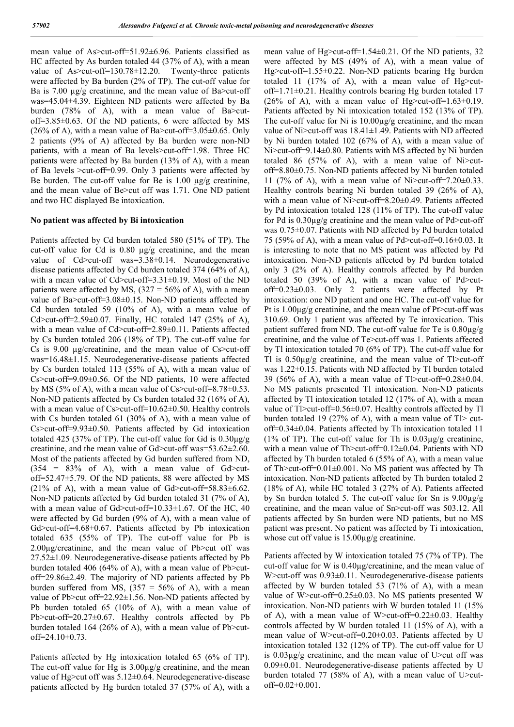mean value of As>cut-off=51.92±6.96. Patients classified as HC affected by As burden totaled 44 (37% of A), with a mean value of As>cut-off=130.78±12.20. Twenty-three patients were affected by Ba burden (2% of TP). The cut-off value for Ba is 7.00 µg/g creatinine, and the mean value of Ba>cut-off was=45.04±4.39. Eighteen ND patients were affected by Ba burden (78% of A), with a mean value of Ba>cut-off=3.85±0.63. Of the ND patients, 6 were affected by MS (26% of A), with a mean value of Ba>cut-off=3.05±0.65. Only 2 patients (9% of A) affected by Ba burden were non-ND patients, with a mean of Ba levels>cut-off=1.98. Three HC patients were affected by Ba burden (13% of A), with a mean of Ba levels >cut-off=0.99. Only 3 patients were affected by Be burden. The cut-off value for Be is 1.00 µg/g creatinine, and the mean value of Be>cut off was 1.71. One ND patient and two HC displayed Be intoxication.

**No patient was affected by Bi intoxication**

Patients affected by Cd burden totaled 580 (51% of TP). The cut-off value for Cd is 0.80 µg/g creatinine, and the mean value of Cd>cut-off was=3.38±0.14. Neurodegenerative disease patients affected by Cd burden totaled 374 (64% of A), with a mean value of Cd>cut-off=3.31±0.19. Most of the ND patients were affected by MS, (327 = 56% of A), with a mean value of Ba levels>cut-off=3.08±0.15. Non-ND patients affected by Cd burden totaled 59 (10% of A), with a mean value of Cd>cut-off=2.59±0.07. Finally, HC totaled 147 (25% of A), with a mean value of Cd>cut-off=2.89±0.11. Patients affected by Cs burden totaled 206 (18% of TP). The cut-off value for Cs is 9.00 µg/creatinine, and the mean value of Cs>cut-off was=16.48±1.15. Neurodegenerative-disease patients affected by Cs burden totaled 113 (55% of A), with a mean value of Cs>cut-off=9.09±0.56. Of the ND patients, 10 were affected by MS (5% of A), with a mean value of Cs>cut-off=8.78±0.53. Non-ND patients affected by Cs burden totaled 32 (16% of A), with a mean value of Cs>cut-off=10.62±0.50. Healthy controls with Cs burden totaled 61 (30% of A), with a mean value of Cs>cut-off=9.93±0.50. Patients affected by Gd intoxication totaled 425 (37% of TP). The cut-off value for Gd is 0.30µg/g creatinine, and the mean value of Gd>cut-off was=53.62±2.60. Most of the patients affected by Gd burden suffered from ND, (354 = 83% of A), with a mean value of Gd>cut-off=52.47±5.79. Of the ND patients, 88 were affected by MS (21% of A), with a mean value of Gd>cut-off=58.83±6.62. Non-ND patients affected by Gd burden totaled 31 (7% of A), with a mean value of Gd>cut-off=10.33±1.67. Of the HC, 40 were affected by Gd burden (9% of A), with a mean value of Gd>cut-off=4.68±0.67. Patients affected by Pb intoxication totaled 635 (55% of TP). The cut-off value for Pb is 2.00µg/creatinine, and the mean value of Pb>cut off was 27.52±1.09. Neurodegenerative-disease patients affected by Pb burden totaled 406 (64% of A), with a mean value of Pb>cut-off=29.86±2.49. The majority of ND patients affected by Pb burden suffered from MS, (357 = 56% of A), with a mean value of Pb>cut off=22.92±1.56. Non-ND patients affected by Pb burden totaled 65 (10% of A), with a mean value of Pb>cut-off=20.27±0.67. Healthy controls affected by Pb burden totaled 164 (26% of A), with a mean value of Pb>cut-off=24.10±0.73.

Patients affected by Hg intoxication totaled 65 (6% of TP). The cut-off value for Hg is 3.00µg/g creatinine, and the mean value of Hg>cut off was 5.12±0.64. Neurodegenerative-disease patients affected by Hg burden totaled 37 (57% of A), with a mean value of Hg>cut-off=1.54±0.21. Of the ND patients, 32 were affected by MS (49% of A), with a mean value of Hg>cut-off=1.55±0.22. Non-ND patients bearing Hg burden totaled 11 (17% of A), with a mean value of Hg>cut-off=1.71±0.21. Healthy controls bearing Hg burden totaled 17 (26% of A), with a mean value of Hg>cut-off=1.63±0.19. Patients affected by Ni intoxication totaled 152 (13% of TP). The cut-off value for Ni is 10.00µg/g creatinine, and the mean value of Ni>cut-off was 18.41±1.49. Patients with ND affected by Ni burden totaled 102 (67% of A), with a mean value of Ni>cut-off=9.14±0.80. Patients with MS affected by Ni burden totaled 86 (57% of A), with a mean value of Ni>cut-off=8.80±0.75. Non-ND patients affected by Ni burden totaled 11 (7% of A), with a mean value of Ni>cut-off=7.20±0.33. Healthy controls bearing Ni burden totaled 39 (26% of A), with a mean value of Ni>cut-off=8.20±0.49. Patients affected by Pd intoxication totaled 128 (11% of TP). The cut-off value for Pd is 0.30µg/g creatinine and the mean value of Pd>cut-off was 0.75±0.07. Patients with ND affected by Pd burden totaled 75 (59% of A), with a mean value of Pd>cut-off=0.16±0.03. It is interesting to note that no MS patient was affected by Pd intoxication. Non-ND patients affected by Pd burden totaled only 3 (2% of A). Healthy controls affected by Pd burden totaled 50 (39% of A), with a mean value of Pd>cut-off=0.23±0.03. Only 2 patients were affected by Pt intoxication: one ND patient and one HC. The cut-off value for Pt is 1.00µg/g creatinine, and the mean value of Pt>cut-off was 310.69. Only 1 patient was affected by Te intoxication. This patient suffered from ND. The cut-off value for Te is 0.80µg/g creatinine, and the value of Te>cut-off was 1. Patients affected by Tl intoxication totaled 70 (6% of TP). The cut-off value for Tl is 0.50µg/g creatinine, and the mean value of Tl>cut-off was 1.22±0.15. Patients with ND affected by Tl burden totaled 39 (56% of A), with a mean value of Tl>cut-off=0.28±0.04. No MS patients presented Tl intoxication. Non-ND patients affected by Tl intoxication totaled 12 (17% of A), with a mean value of Tl>cut-off=0.56±0.07. Healthy controls affected by Tl burden totaled 19 (27% of A), with a mean value of Tl> cut-off=0.34±0.04. Patients affected by Th intoxication totaled 11 (1% of TP). The cut-off value for Th is 0.03µg/g creatinine, with a mean value of Th>cut-off=0.12±0.04. Patients with ND affected by Th burden totaled 6 (55% of A), with a mean value of Th>cut-off=0.01±0.001. No MS patient was affected by Th intoxication. Non-ND patients affected by Th burden totaled 2 (18% of A), while HC totaled 3 (27% of A). Patients affected by Sn burden totaled 5. The cut-off value for Sn is 9.00µg/g creatinine, and the mean value of Sn>cut-off was 503.12. All patients affected by Sn burden were ND patients, but no MS patient was present. No patient was affected by Ti intoxication, whose cut off value is 15.00µg/g creatinine.

Patients affected by W intoxication totaled 75 (7% of TP). The cut-off value for W is 0.40µg/creatinine, and the mean value of W>cut-off was 0.93±0.11. Neurodegenerative-disease patients affected by W burden totaled 53 (71% of A), with a mean value of W>cut-off=0.25±0.03. No MS patients presented W intoxication. Non-ND patients with W burden totaled 11 (15% of A), with a mean value of W>cut-off=0.22±0.03. Healthy controls affected by W burden totaled 11 (15% of A), with a mean value of W>cut-off=0.20±0.03. Patients affected by U intoxication totaled 132 (12% of TP). The cut-off value for U is 0.03µg/g creatinine, and the mean value of U>cut off was 0.09±0.01. Neurodegenerative-disease patients affected by U burden totaled 77 (58% of A), with a mean value of U>cut-off=0.02±0.001.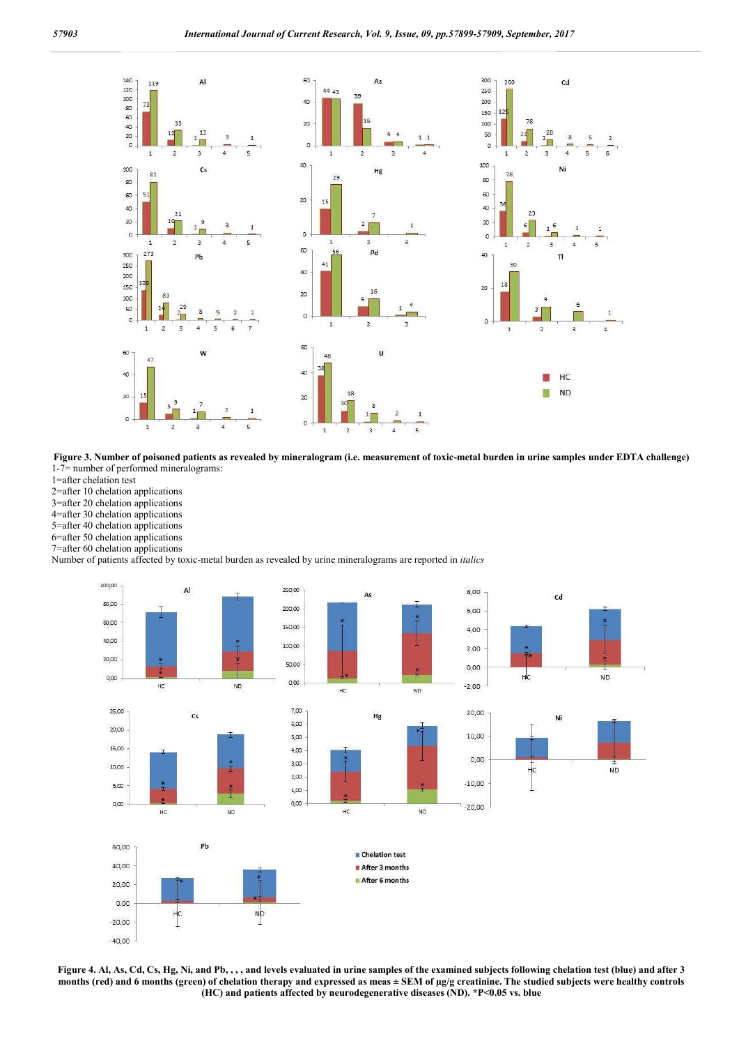**Figure 3. Number of poisoned patients as revealed by mineralogram (i.e. measurement of toxic-metal burden in urine samples under EDTA challenge)**
1-7= number of performed mineralograms:
1=after chelation test
2=after 10 chelation applications
3=after 20 chelation applications
4=after 30 chelation applications
5=after 40 chelation applications
6=after 50 chelation applications
7=after 60 chelation applications
Number of patients affected by toxic-metal burden as revealed by urine mineralograms are reported in *italics*

**Figure 4. Al, As, Cd, Cs, Hg, Ni, and Pb, , , , and levels evaluated in urine samples of the examined subjects following chelation test (blue) and after 3 months (red) and 6 months (green) of chelation therapy and expressed as meas ± SEM of µg/g creatinine. The studied subjects were healthy controls (HC) and patients affected by neurodegenerative diseases (ND). *P<0.05 vs. blue**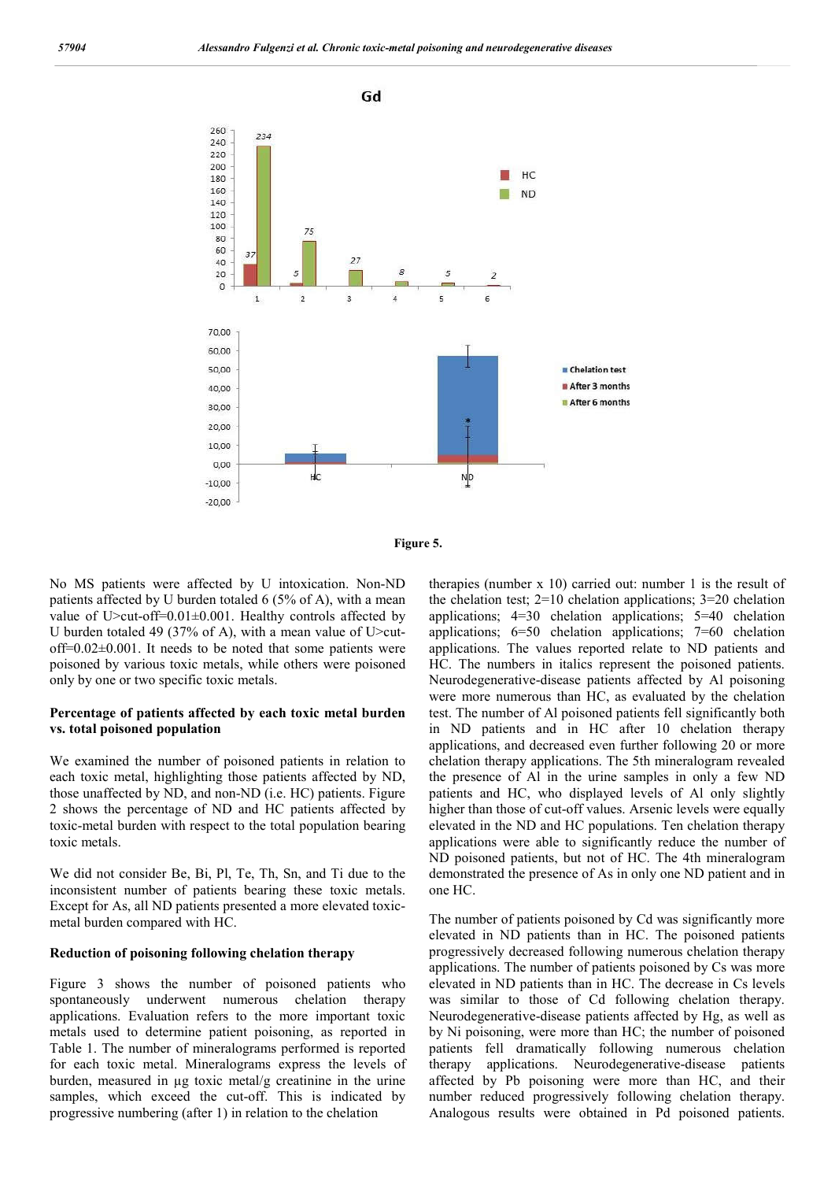**Figure 5.**

No MS patients were affected by U intoxication. Non-ND patients affected by U burden totaled 6 (5% of A), with a mean value of U>cut-off=0.01±0.001. Healthy controls affected by U burden totaled 49 (37% of A), with a mean value of U>cut-off=0.02±0.001. It needs to be noted that some patients were poisoned by various toxic metals, while others were poisoned only by one or two specific toxic metals.

**Percentage of patients affected by each toxic metal burden vs. total poisoned population**

We examined the number of poisoned patients in relation to each toxic metal, highlighting those patients affected by ND, those unaffected by ND, and non-ND (i.e. HC) patients. Figure 2 shows the percentage of ND and HC patients affected by toxic-metal burden with respect to the total population bearing toxic metals.

We did not consider Be, Bi, Pl, Te, Th, Sn, and Ti due to the inconsistent number of patients bearing these toxic metals. Except for As, all ND patients presented a more elevated toxic-metal burden compared with HC.

**Reduction of poisoning following chelation therapy**

Figure 3 shows the number of poisoned patients who spontaneously underwent numerous chelation therapy applications. Evaluation refers to the more important toxic metals used to determine patient poisoning, as reported in Table 1. The number of mineralograms performed is reported for each toxic metal. Mineralograms express the levels of burden, measured in µg toxic metal/g creatinine in the urine samples, which exceed the cut-off. This is indicated by progressive numbering (after 1) in relation to the chelation therapies (number x 10) carried out: number 1 is the result of the chelation test; 2=10 chelation applications; 3=20 chelation applications; 4=30 chelation applications; 5=40 chelation applications; 6=50 chelation applications; 7=60 chelation applications. The values reported relate to ND patients and HC. The numbers in italics represent the poisoned patients. Neurodegenerative-disease patients affected by Al poisoning were more numerous than HC, as evaluated by the chelation test. The number of Al poisoned patients fell significantly both in ND patients and in HC after 10 chelation therapy applications, and decreased even further following 20 or more chelation therapy applications. The 5th mineralogram revealed the presence of Al in the urine samples in only a few ND patients and HC, who displayed levels of Al only slightly higher than those of cut-off values. Arsenic levels were equally elevated in the ND and HC populations. Ten chelation therapy applications were able to significantly reduce the number of ND poisoned patients, but not of HC. The 4th mineralogram demonstrated the presence of As in only one ND patient and in one HC.

The number of patients poisoned by Cd was significantly more elevated in ND patients than in HC. The poisoned patients progressively decreased following numerous chelation therapy applications. The number of patients poisoned by Cs was more elevated in ND patients than in HC. The decrease in Cs levels was similar to those of Cd following chelation therapy. Neurodegenerative-disease patients affected by Hg, as well as by Ni poisoning, were more than HC; the number of poisoned patients fell dramatically following numerous chelation therapy applications. Neurodegenerative-disease patients affected by Pb poisoning were more than HC, and their number reduced progressively following chelation therapy. Analogous results were obtained in Pd poisoned patients.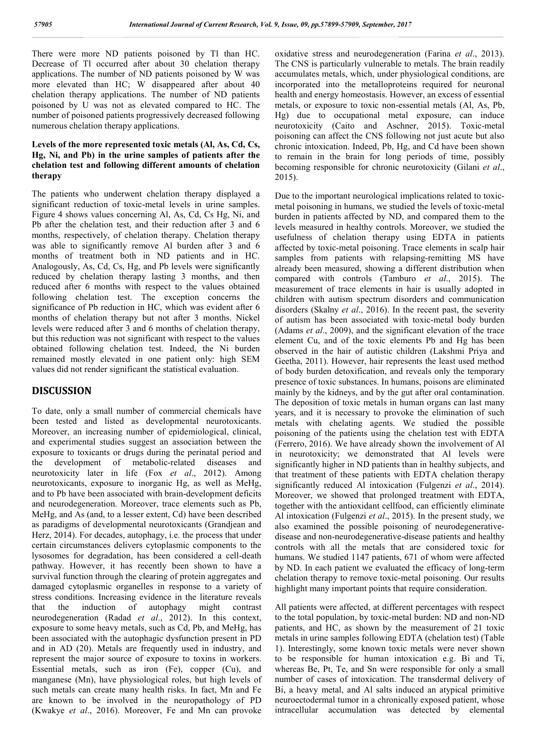There were more ND patients poisoned by Tl than HC. Decrease of Tl occurred after about 30 chelation therapy applications. The number of ND patients poisoned by W was more elevated than HC; W disappeared after about 40 chelation therapy applications. The number of ND patients poisoned by U was not as elevated compared to HC. The number of poisoned patients progressively decreased following numerous chelation therapy applications.

**Levels of the more represented toxic metals (Al, As, Cd, Cs, Hg, Ni, and Pb) in the urine samples of patients after the chelation test and following different amounts of chelation therapy**

The patients who underwent chelation therapy displayed a significant reduction of toxic-metal levels in urine samples. Figure 4 shows values concerning Al, As, Cd, Cs Hg, Ni, and Pb after the chelation test, and their reduction after 3 and 6 months, respectively, of chelation therapy. Chelation therapy was able to significantly remove Al burden after 3 and 6 months of treatment both in ND patients and in HC. Analogously, As, Cd, Cs, Hg, and Pb levels were significantly reduced by chelation therapy lasting 3 months, and then reduced after 6 months with respect to the values obtained following chelation test. The exception concerns the significance of Pb reduction in HC, which was evident after 6 months of chelation therapy but not after 3 months. Nickel levels were reduced after 3 and 6 months of chelation therapy, but this reduction was not significant with respect to the values obtained following chelation test. Indeed, the Ni burden remained mostly elevated in one patient only: high SEM values did not render significant the statistical evaluation.

## DISCUSSION

To date, only a small number of commercial chemicals have been tested and listed as developmental neurotoxicants. Moreover, an increasing number of epidemiological, clinical, and experimental studies suggest an association between the exposure to toxicants or drugs during the perinatal period and the development of metabolic-related diseases and neurotoxicity later in life (Fox *et al*., 2012). Among neurotoxicants, exposure to inorganic Hg, as well as MeHg, and to Pb have been associated with brain-development deficits and neurodegeneration. Moreover, trace elements such as Pb, MeHg, and As (and, to a lesser extent, Cd) have been described as paradigms of developmental neurotoxicants (Grandjean and Herz, 2014). For decades, autophagy, i.e. the process that under certain circumstances delivers cytoplasmic components to the lysosomes for degradation, has been considered a cell-death pathway. However, it has recently been shown to have a survival function through the clearing of protein aggregates and damaged cytoplasmic organelles in response to a variety of stress conditions. Increasing evidence in the literature reveals that the induction of autophagy might contrast neurodegeneration (Radad *et al*., 2012). In this context, exposure to some heavy metals, such as Cd, Pb, and MeHg, has been associated with the autophagic dysfunction present in PD and in AD (20). Metals are frequently used in industry, and represent the major source of exposure to toxins in workers. Essential metals, such as iron (Fe), copper (Cu), and manganese (Mn), have physiological roles, but high levels of such metals can create many health risks. In fact, Mn and Fe are known to be involved in the neuropathology of PD (Kwakye *et al*., 2016). Moreover, Fe and Mn can provoke oxidative stress and neurodegeneration (Farina *et al*., 2013). The CNS is particularly vulnerable to metals. The brain readily accumulates metals, which, under physiological conditions, are incorporated into the metalloproteins required for neuronal health and energy homeostasis. However, an excess of essential metals, or exposure to toxic non-essential metals (Al, As, Pb, Hg) due to occupational metal exposure, can induce neurotoxicity (Caito and Aschner, 2015). Toxic-metal poisoning can affect the CNS following not just acute but also chronic intoxication. Indeed, Pb, Hg, and Cd have been shown to remain in the brain for long periods of time, possibly becoming responsible for chronic neurotoxicity (Gilani *et al*., 2015).

Due to the important neurological implications related to toxic-metal poisoning in humans, we studied the levels of toxic-metal burden in patients affected by ND, and compared them to the levels measured in healthy controls. Moreover, we studied the usefulness of chelation therapy using EDTA in patients affected by toxic-metal poisoning. Trace elements in scalp hair samples from patients with relapsing-remitting MS have already been measured, showing a different distribution when compared with controls (Tamburo *et al*., 2015). The measurement of trace elements in hair is usually adopted in children with autism spectrum disorders and communication disorders (Skalny *et al*., 2016). In the recent past, the severity of autism has been associated with toxic-metal body burden (Adams *et al*., 2009), and the significant elevation of the trace element Cu, and of the toxic elements Pb and Hg has been observed in the hair of autistic children (Lakshmi Priya and Geetha, 2011). However, hair represents the least used method of body burden detoxification, and reveals only the temporary presence of toxic substances. In humans, poisons are eliminated mainly by the kidneys, and by the gut after oral contamination. The deposition of toxic metals in human organs can last many years, and it is necessary to provoke the elimination of such metals with chelating agents. We studied the possible poisoning of the patients using the chelation test with EDTA (Ferrero, 2016). We have already shown the involvement of Al in neurotoxicity; we demonstrated that Al levels were significantly higher in ND patients than in healthy subjects, and that treatment of these patients with EDTA chelation therapy significantly reduced Al intoxication (Fulgenzi *et al*., 2014). Moreover, we showed that prolonged treatment with EDTA, together with the antioxidant cellfood, can efficiently eliminate Al intoxication (Fulgenzi *et al*., 2015). In the present study, we also examined the possible poisoning of neurodegenerative-disease and non-neurodegenerative-disease patients and healthy controls with all the metals that are considered toxic for humans. We studied 1147 patients, 671 of whom were affected by ND. In each patient we evaluated the efficacy of long-term chelation therapy to remove toxic-metal poisoning. Our results highlight many important points that require consideration.

All patients were affected, at different percentages with respect to the total population, by toxic-metal burden: ND and non-ND patients, and HC, as shown by the measurement of 21 toxic metals in urine samples following EDTA (chelation test) (Table 1). Interestingly, some known toxic metals were never shown to be responsible for human intoxication e.g. Bi and Ti, whereas Be, Pt, Te, and Sn were responsible for only a small number of cases of intoxication. The transdermal delivery of Bi, a heavy metal, and Al salts induced an atypical primitive neuroectodermal tumor in a chronically exposed patient, whose intracellular accumulation was detected by elemental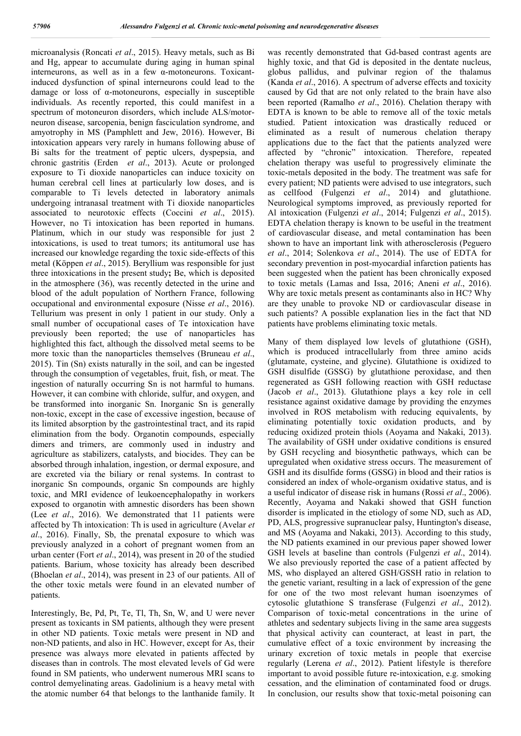microanalysis (Roncati *et al*., 2015). Heavy metals, such as Bi and Hg, appear to accumulate during aging in human spinal interneurons, as well as in a few α-motoneurons. Toxicant-induced dysfunction of spinal interneurons could lead to the damage or loss of α-motoneurons, especially in susceptible individuals. As recently reported, this could manifest in a spectrum of motoneuron disorders, which include ALS/motor-neuron disease, sarcopenia, benign fasciculation syndrome, and amyotrophy in MS (Pamphlett and Jew, 2016). However, Bi intoxication appears very rarely in humans following abuse of Bi salts for the treatment of peptic ulcers, dyspepsia, and chronic gastritis (Erden *et al*., 2013). Acute or prolonged exposure to Ti dioxide nanoparticles can induce toxicity on human cerebral cell lines at particularly low doses, and is comparable to Ti levels detected in laboratory animals undergoing intranasal treatment with Ti dioxide nanoparticles associated to neurotoxic effects (Coccini *et al*., 2015). However, no Ti intoxication has been reported in humans. Platinum, which in our study was responsible for just 2 intoxications, is used to treat tumors; its antitumoral use has increased our knowledge regarding the toxic side-effects of this metal (Köppen *et al*., 2015). Beryllium was responsible for just three intoxications in the present study**;** Be, which is deposited in the atmosphere (36), was recently detected in the urine and blood of the adult population of Northern France, following occupational and environmental exposure (Nisse *et al*., 2016). Tellurium was present in only 1 patient in our study. Only a small number of occupational cases of Te intoxication have previously been reported; the use of nanoparticles has highlighted this fact, although the dissolved metal seems to be more toxic than the nanoparticles themselves (Bruneau *et al*., 2015). Tin (Sn) exists naturally in the soil, and can be ingested through the consumption of vegetables, fruit, fish, or meat. The ingestion of naturally occurring Sn is not harmful to humans. However, it can combine with chloride, sulfur, and oxygen, and be transformed into inorganic Sn. Inorganic Sn is generally non-toxic, except in the case of excessive ingestion, because of its limited absorption by the gastrointestinal tract, and its rapid elimination from the body. Organotin compounds, especially dimers and trimers, are commonly used in industry and agriculture as stabilizers, catalysts, and biocides. They can be absorbed through inhalation, ingestion, or dermal exposure, and are excreted via the biliary or renal systems. In contrast to inorganic Sn compounds, organic Sn compounds are highly toxic, and MRI evidence of leukoencephalopathy in workers exposed to organotin with amnestic disorders has been shown (Lee *et al*., 2016). We demonstrated that 11 patients were affected by Th intoxication: Th is used in agriculture (Avelar *et al*., 2016). Finally, Sb, the prenatal exposure to which was previously analyzed in a cohort of pregnant women from an urban center (Fort *et al*., 2014), was present in 20 of the studied patients. Barium, whose toxicity has already been described (Bhoelan *et al*., 2014), was present in 23 of our patients. All of the other toxic metals were found in an elevated number of patients.

Interestingly, Be, Pd, Pt, Te, Tl, Th, Sn, W, and U were never present as toxicants in SM patients, although they were present in other ND patients. Toxic metals were present in ND and non-ND patients, and also in HC. However, except for As, their presence was always more elevated in patients affected by diseases than in controls. The most elevated levels of Gd were found in SM patients, who underwent numerous MRI scans to control demyelinating areas. Gadolinium is a heavy metal with the atomic number 64 that belongs to the lanthanide family. It was recently demonstrated that Gd-based contrast agents are highly toxic, and that Gd is deposited in the dentate nucleus, globus pallidus, and pulvinar region of the thalamus (Kanda *et al*., 2016). A spectrum of adverse effects and toxicity caused by Gd that are not only related to the brain have also been reported (Ramalho *et al*., 2016). Chelation therapy with EDTA is known to be able to remove all of the toxic metals studied. Patient intoxication was drastically reduced or eliminated as a result of numerous chelation therapy applications due to the fact that the patients analyzed were affected by "chronic" intoxication. Therefore, repeated chelation therapy was useful to progressively eliminate the toxic-metals deposited in the body. The treatment was safe for every patient; ND patients were advised to use integrators, such as cellfood (Fulgenzi *et al*., 2014) and glutathione. Neurological symptoms improved, as previously reported for Al intoxication (Fulgenzi *et al*., 2014; Fulgenzi *et al*., 2015). EDTA chelation therapy is known to be useful in the treatment of cardiovascular disease, and metal contamination has been shown to have an important link with atherosclerosis (Peguero *et al*., 2014; Solenkova *et al*., 2014). The use of EDTA for secondary prevention in post-myocardial infarction patients has been suggested when the patient has been chronically exposed to toxic metals (Lamas and Issa, 2016; Aneni *et al*., 2016). Why are toxic metals present as contaminants also in HC? Why are they unable to provoke ND or cardiovascular disease in such patients? A possible explanation lies in the fact that ND patients have problems eliminating toxic metals.

Many of them displayed low levels of glutathione (GSH), which is produced intracellularly from three amino acids (glutamate, cysteine, and glycine). Glutathione is oxidized to GSH disulfide (GSSG) by glutathione peroxidase, and then regenerated as GSH following reaction with GSH reductase (Jacob *et al*., 2013). Glutathione plays a key role in cell resistance against oxidative damage by providing the enzymes involved in ROS metabolism with reducing equivalents, by eliminating potentially toxic oxidation products, and by reducing oxidized protein thiols (Aoyama and Nakaki, 2013). The availability of GSH under oxidative conditions is ensured by GSH recycling and biosynthetic pathways, which can be upregulated when oxidative stress occurs. The measurement of GSH and its disulfide forms (GSSG) in blood and their ratios is considered an index of whole-organism oxidative status, and is a useful indicator of disease risk in humans (Rossi *et al*., 2006). Recently, Aoyama and Nakaki showed that GSH function disorder is implicated in the etiology of some ND, such as AD, PD, ALS, progressive supranuclear palsy, Huntington's disease, and MS (Aoyama and Nakaki, 2013). According to this study, the ND patients examined in our previous paper showed lower GSH levels at baseline than controls (Fulgenzi *et al*., 2014). We also previously reported the case of a patient affected by MS, who displayed an altered GSH/GSSH ratio in relation to the genetic variant, resulting in a lack of expression of the gene for one of the two most relevant human isoenzymes of cytosolic glutathione S transferase (Fulgenzi *et al*., 2012). Comparison of toxic-metal concentrations in the urine of athletes and sedentary subjects living in the same area suggests that physical activity can counteract, at least in part, the cumulative effect of a toxic environment by increasing the urinary excretion of toxic metals in people that exercise regularly (Lerena *et al*., 2012). Patient lifestyle is therefore important to avoid possible future re-intoxication, e.g. smoking cessation, and the elimination of contaminated food or drugs. In conclusion, our results show that toxic-metal poisoning can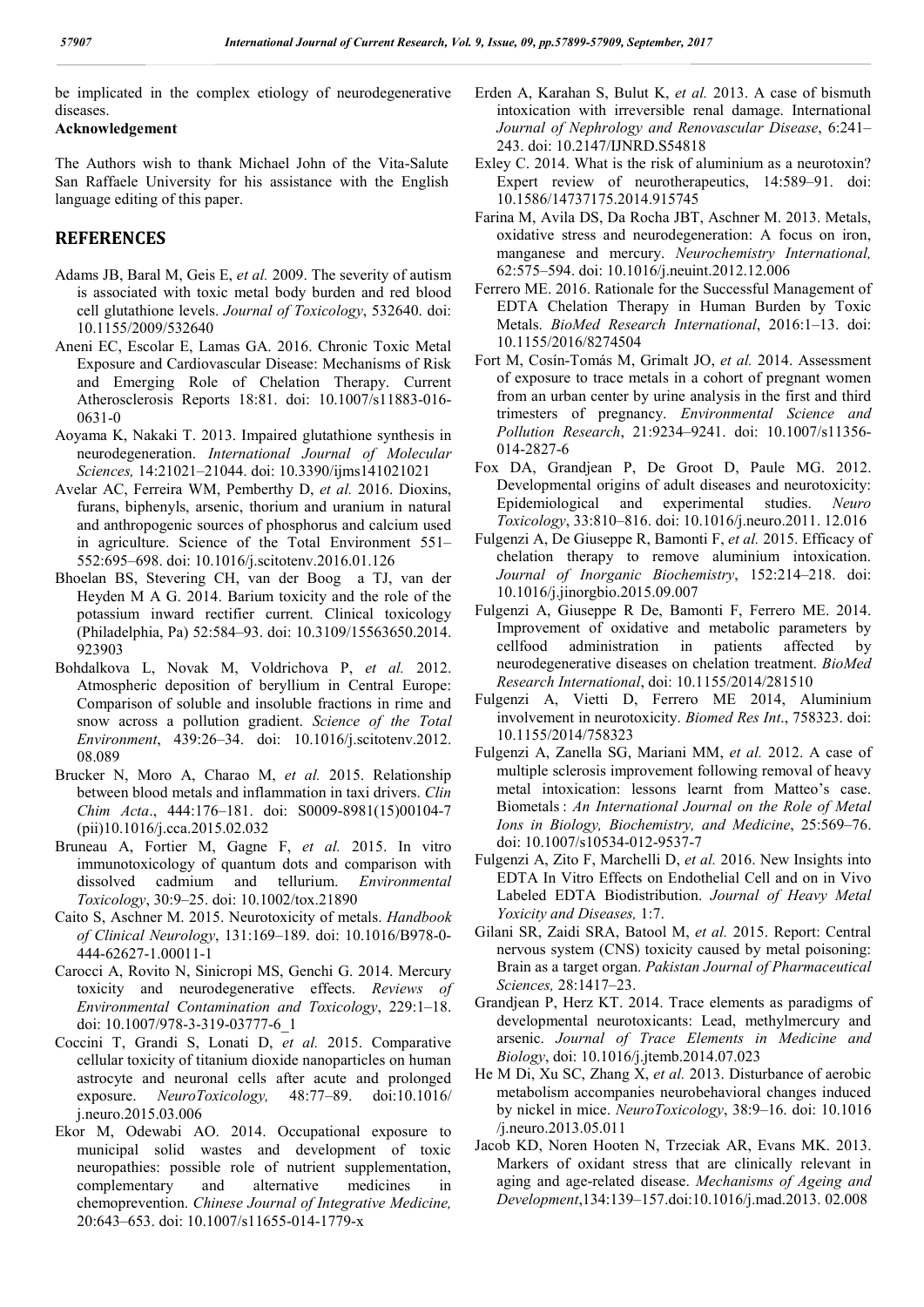be implicated in the complex etiology of neurodegenerative diseases.

**Acknowledgement**

The Authors wish to thank Michael John of the Vita-Salute San Raffaele University for his assistance with the English language editing of this paper.

## REFERENCES

Adams JB, Baral M, Geis E, *et al.* 2009. The severity of autism is associated with toxic metal body burden and red blood cell glutathione levels. *Journal of Toxicology*, 532640. doi: 10.1155/2009/532640

Aneni EC, Escolar E, Lamas GA. 2016. Chronic Toxic Metal Exposure and Cardiovascular Disease: Mechanisms of Risk and Emerging Role of Chelation Therapy. Current Atherosclerosis Reports 18:81. doi: 10.1007/s11883-016-0631-0

Aoyama K, Nakaki T. 2013. Impaired glutathione synthesis in neurodegeneration. *International Journal of Molecular Sciences,* 14:21021–21044. doi: 10.3390/ijms141021021

Avelar AC, Ferreira WM, Pemberthy D, *et al.* 2016. Dioxins, furans, biphenyls, arsenic, thorium and uranium in natural and anthropogenic sources of phosphorus and calcium used in agriculture. Science of the Total Environment 551–552:695–698. doi: 10.1016/j.scitotenv.2016.01.126

Bhoelan BS, Stevering CH, van der Boog a TJ, van der Heyden M A G. 2014. Barium toxicity and the role of the potassium inward rectifier current. Clinical toxicology (Philadelphia, Pa) 52:584–93. doi: 10.3109/15563650.2014.923903

Bohdalkova L, Novak M, Voldrichova P, *et al.* 2012. Atmospheric deposition of beryllium in Central Europe: Comparison of soluble and insoluble fractions in rime and snow across a pollution gradient. *Science of the Total Environment*, 439:26–34. doi: 10.1016/j.scitotenv.2012.08.089

Brucker N, Moro A, Charao M, *et al.* 2015. Relationship between blood metals and inflammation in taxi drivers. *Clin Chim Acta*., 444:176–181. doi: S0009-8981(15)00104-7 (pii)10.1016/j.cca.2015.02.032

Bruneau A, Fortier M, Gagne F, *et al.* 2015. In vitro immunotoxicology of quantum dots and comparison with dissolved cadmium and tellurium. *Environmental Toxicology*, 30:9–25. doi: 10.1002/tox.21890

Caito S, Aschner M. 2015. Neurotoxicity of metals. *Handbook of Clinical Neurology*, 131:169–189. doi: 10.1016/B978-0-444-62627-1.00011-1

Carocci A, Rovito N, Sinicropi MS, Genchi G. 2014. Mercury toxicity and neurodegenerative effects. *Reviews of Environmental Contamination and Toxicology*, 229:1–18. doi: 10.1007/978-3-319-03777-6_1

Coccini T, Grandi S, Lonati D, *et al.* 2015. Comparative cellular toxicity of titanium dioxide nanoparticles on human astrocyte and neuronal cells after acute and prolonged exposure. *NeuroToxicology,* 48:77–89. doi:10.1016/j.neuro.2015.03.006

Ekor M, Odewabi AO. 2014. Occupational exposure to municipal solid wastes and development of toxic neuropathies: possible role of nutrient supplementation, complementary and alternative medicines in chemoprevention. *Chinese Journal of Integrative Medicine,* 20:643–653. doi: 10.1007/s11655-014-1779-x

Erden A, Karahan S, Bulut K, *et al.* 2013. A case of bismuth intoxication with irreversible renal damage. International *Journal of Nephrology and Renovascular Disease*, 6:241–243. doi: 10.2147/IJNRD.S54818

Exley C. 2014. What is the risk of aluminium as a neurotoxin? Expert review of neurotherapeutics, 14:589–91. doi: 10.1586/14737175.2014.915745

Farina M, Avila DS, Da Rocha JBT, Aschner M. 2013. Metals, oxidative stress and neurodegeneration: A focus on iron, manganese and mercury. *Neurochemistry International,* 62:575–594. doi: 10.1016/j.neuint.2012.12.006

Ferrero ME. 2016. Rationale for the Successful Management of EDTA Chelation Therapy in Human Burden by Toxic Metals. *BioMed Research International*, 2016:1–13. doi: 10.1155/2016/8274504

Fort M, Cosín-Tomás M, Grimalt JO, *et al.* 2014. Assessment of exposure to trace metals in a cohort of pregnant women from an urban center by urine analysis in the first and third trimesters of pregnancy. *Environmental Science and Pollution Research*, 21:9234–9241. doi: 10.1007/s11356-014-2827-6

Fox DA, Grandjean P, De Groot D, Paule MG. 2012. Developmental origins of adult diseases and neurotoxicity: Epidemiological and experimental studies. *Neuro Toxicology*, 33:810–816. doi: 10.1016/j.neuro.2011. 12.016

Fulgenzi A, De Giuseppe R, Bamonti F, *et al.* 2015. Efficacy of chelation therapy to remove aluminium intoxication. *Journal of Inorganic Biochemistry*, 152:214–218. doi: 10.1016/j.jinorgbio.2015.09.007

Fulgenzi A, Giuseppe R De, Bamonti F, Ferrero ME. 2014. Improvement of oxidative and metabolic parameters by cellfood administration in patients affected by neurodegenerative diseases on chelation treatment. *BioMed Research International*, doi: 10.1155/2014/281510

Fulgenzi A, Vietti D, Ferrero ME 2014, Aluminium involvement in neurotoxicity. *Biomed Res Int*., 758323. doi: 10.1155/2014/758323

Fulgenzi A, Zanella SG, Mariani MM, *et al.* 2012. A case of multiple sclerosis improvement following removal of heavy metal intoxication: lessons learnt from Matteo's case. Biometals : *An International Journal on the Role of Metal Ions in Biology, Biochemistry, and Medicine*, 25:569–76. doi: 10.1007/s10534-012-9537-7

Fulgenzi A, Zito F, Marchelli D, *et al.* 2016. New Insights into EDTA In Vitro Effects on Endothelial Cell and on in Vivo Labeled EDTA Biodistribution. *Journal of Heavy Metal Yoxicity and Diseases,* 1:7.

Gilani SR, Zaidi SRA, Batool M, *et al.* 2015. Report: Central nervous system (CNS) toxicity caused by metal poisoning: Brain as a target organ. *Pakistan Journal of Pharmaceutical Sciences,* 28:1417–23.

Grandjean P, Herz KT. 2014. Trace elements as paradigms of developmental neurotoxicants: Lead, methylmercury and arsenic. *Journal of Trace Elements in Medicine and Biology*, doi: 10.1016/j.jtemb.2014.07.023

He M Di, Xu SC, Zhang X, *et al.* 2013. Disturbance of aerobic metabolism accompanies neurobehavioral changes induced by nickel in mice. *NeuroToxicology*, 38:9–16. doi: 10.1016/j.neuro.2013.05.011

Jacob KD, Noren Hooten N, Trzeciak AR, Evans MK. 2013. Markers of oxidant stress that are clinically relevant in aging and age-related disease. *Mechanisms of Ageing and Development*,134:139–157.doi:10.1016/j.mad.2013. 02.008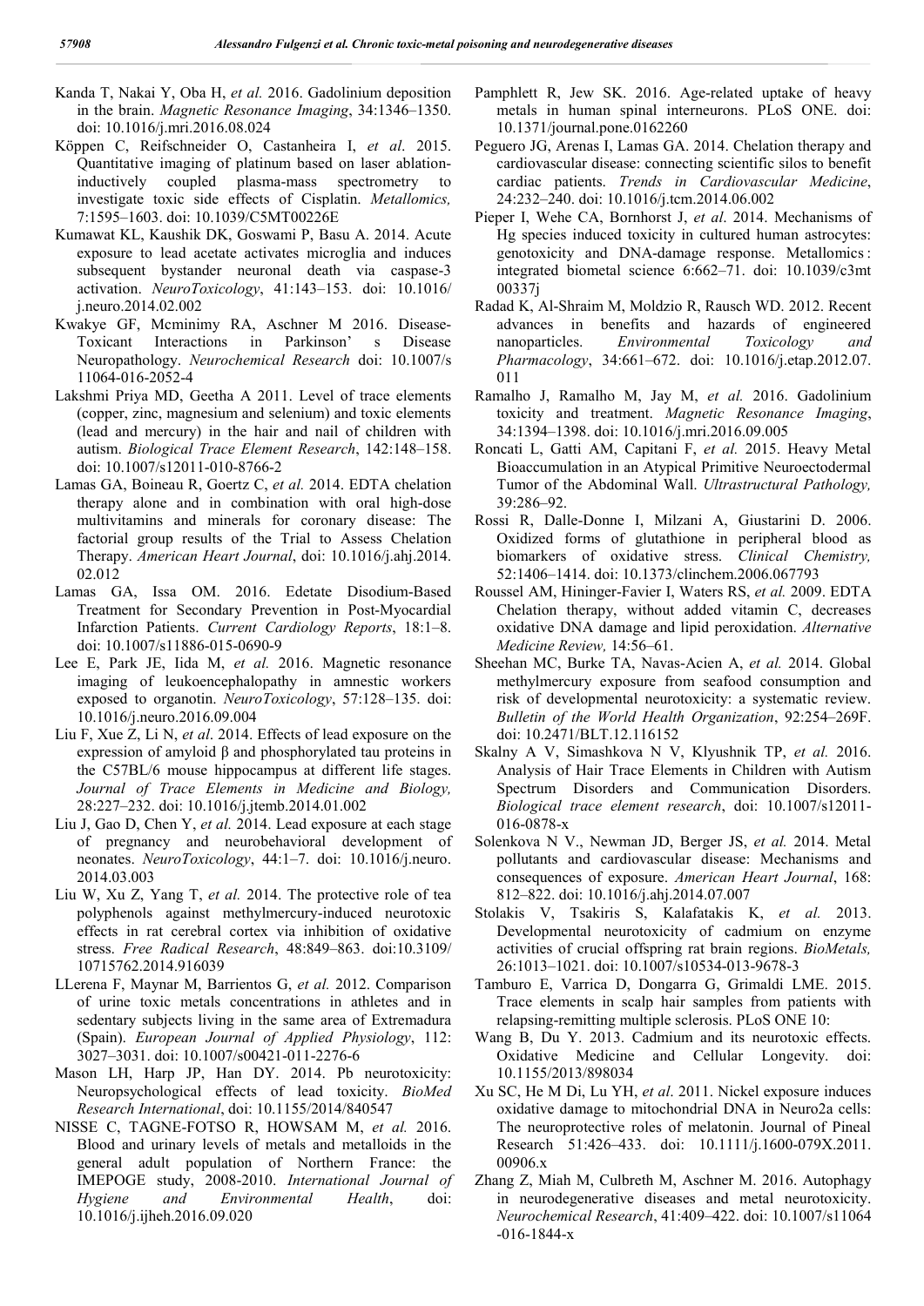Kanda T, Nakai Y, Oba H, *et al.* 2016. Gadolinium deposition in the brain. *Magnetic Resonance Imaging*, 34:1346–1350. doi: 10.1016/j.mri.2016.08.024

Köppen C, Reifschneider O, Castanheira I, *et al*. 2015. Quantitative imaging of platinum based on laser ablation-inductively coupled plasma-mass spectrometry to investigate toxic side effects of Cisplatin. *Metallomics,* 7:1595–1603. doi: 10.1039/C5MT00226E

Kumawat KL, Kaushik DK, Goswami P, Basu A. 2014. Acute exposure to lead acetate activates microglia and induces subsequent bystander neuronal death via caspase-3 activation. *NeuroToxicology*, 41:143–153. doi: 10.1016/j.neuro.2014.02.002

Kwakye GF, Mcminimy RA, Aschner M 2016. Disease-Toxicant Interactions in Parkinson' s Disease Neuropathology. *Neurochemical Research* doi: 10.1007/s11064-016-2052-4

Lakshmi Priya MD, Geetha A 2011. Level of trace elements (copper, zinc, magnesium and selenium) and toxic elements (lead and mercury) in the hair and nail of children with autism. *Biological Trace Element Research*, 142:148–158. doi: 10.1007/s12011-010-8766-2

Lamas GA, Boineau R, Goertz C, *et al.* 2014. EDTA chelation therapy alone and in combination with oral high-dose multivitamins and minerals for coronary disease: The factorial group results of the Trial to Assess Chelation Therapy. *American Heart Journal*, doi: 10.1016/j.ahj.2014.02.012

Lamas GA, Issa OM. 2016. Edetate Disodium-Based Treatment for Secondary Prevention in Post-Myocardial Infarction Patients. *Current Cardiology Reports*, 18:1–8. doi: 10.1007/s11886-015-0690-9

Lee E, Park JE, Iida M, *et al.* 2016. Magnetic resonance imaging of leukoencephalopathy in amnestic workers exposed to organotin. *NeuroToxicology*, 57:128–135. doi: 10.1016/j.neuro.2016.09.004

Liu F, Xue Z, Li N, *et al*. 2014. Effects of lead exposure on the expression of amyloid β and phosphorylated tau proteins in the C57BL/6 mouse hippocampus at different life stages. *Journal of Trace Elements in Medicine and Biology,* 28:227–232. doi: 10.1016/j.jtemb.2014.01.002

Liu J, Gao D, Chen Y, *et al.* 2014. Lead exposure at each stage of pregnancy and neurobehavioral development of neonates. *NeuroToxicology*, 44:1–7. doi: 10.1016/j.neuro.2014.03.003

Liu W, Xu Z, Yang T, *et al.* 2014. The protective role of tea polyphenols against methylmercury-induced neurotoxic effects in rat cerebral cortex via inhibition of oxidative stress. *Free Radical Research*, 48:849–863. doi:10.3109/10715762.2014.916039

LLerena F, Maynar M, Barrientos G, *et al.* 2012. Comparison of urine toxic metals concentrations in athletes and in sedentary subjects living in the same area of Extremadura (Spain). *European Journal of Applied Physiology*, 112: 3027–3031. doi: 10.1007/s00421-011-2276-6

Mason LH, Harp JP, Han DY. 2014. Pb neurotoxicity: Neuropsychological effects of lead toxicity. *BioMed Research International*, doi: 10.1155/2014/840547

NISSE C, TAGNE-FOTSO R, HOWSAM M, *et al.* 2016. Blood and urinary levels of metals and metalloids in the general adult population of Northern France: the IMEPOGE study, 2008-2010. *International Journal of Hygiene and Environmental Health*, doi: 10.1016/j.ijheh.2016.09.020

Pamphlett R, Jew SK. 2016. Age-related uptake of heavy metals in human spinal interneurons. PLoS ONE. doi: 10.1371/journal.pone.0162260

Peguero JG, Arenas I, Lamas GA. 2014. Chelation therapy and cardiovascular disease: connecting scientific silos to benefit cardiac patients. *Trends in Cardiovascular Medicine*, 24:232–240. doi: 10.1016/j.tcm.2014.06.002

Pieper I, Wehe CA, Bornhorst J, *et al*. 2014. Mechanisms of Hg species induced toxicity in cultured human astrocytes: genotoxicity and DNA-damage response. Metallomics : integrated biometal science 6:662–71. doi: 10.1039/c3mt00337j

Radad K, Al-Shraim M, Moldzio R, Rausch WD. 2012. Recent advances in benefits and hazards of engineered nanoparticles. *Environmental Toxicology and Pharmacology*, 34:661–672. doi: 10.1016/j.etap.2012.07.011

Ramalho J, Ramalho M, Jay M, *et al.* 2016. Gadolinium toxicity and treatment. *Magnetic Resonance Imaging*, 34:1394–1398. doi: 10.1016/j.mri.2016.09.005

Roncati L, Gatti AM, Capitani F, *et al.* 2015. Heavy Metal Bioaccumulation in an Atypical Primitive Neuroectodermal Tumor of the Abdominal Wall. *Ultrastructural Pathology,* 39:286–92.

Rossi R, Dalle-Donne I, Milzani A, Giustarini D. 2006. Oxidized forms of glutathione in peripheral blood as biomarkers of oxidative stress. *Clinical Chemistry,* 52:1406–1414. doi: 10.1373/clinchem.2006.067793

Roussel AM, Hininger-Favier I, Waters RS, *et al.* 2009. EDTA Chelation therapy, without added vitamin C, decreases oxidative DNA damage and lipid peroxidation. *Alternative Medicine Review,* 14:56–61.

Sheehan MC, Burke TA, Navas-Acien A, *et al.* 2014. Global methylmercury exposure from seafood consumption and risk of developmental neurotoxicity: a systematic review. *Bulletin of the World Health Organization*, 92:254–269F. doi: 10.2471/BLT.12.116152

Skalny A V, Simashkova N V, Klyushnik TP, *et al.* 2016. Analysis of Hair Trace Elements in Children with Autism Spectrum Disorders and Communication Disorders. *Biological trace element research*, doi: 10.1007/s12011-016-0878-x

Solenkova N V., Newman JD, Berger JS, *et al.* 2014. Metal pollutants and cardiovascular disease: Mechanisms and consequences of exposure. *American Heart Journal*, 168: 812–822. doi: 10.1016/j.ahj.2014.07.007

Stolakis V, Tsakiris S, Kalafatakis K, *et al.* 2013. Developmental neurotoxicity of cadmium on enzyme activities of crucial offspring rat brain regions. *BioMetals,* 26:1013–1021. doi: 10.1007/s10534-013-9678-3

Tamburo E, Varrica D, Dongarra G, Grimaldi LME. 2015. Trace elements in scalp hair samples from patients with relapsing-remitting multiple sclerosis. PLoS ONE 10:

Wang B, Du Y. 2013. Cadmium and its neurotoxic effects. Oxidative Medicine and Cellular Longevity. doi: 10.1155/2013/898034

Xu SC, He M Di, Lu YH, *et al*. 2011. Nickel exposure induces oxidative damage to mitochondrial DNA in Neuro2a cells: The neuroprotective roles of melatonin. Journal of Pineal Research 51:426–433. doi: 10.1111/j.1600-079X.2011.00906.x

Zhang Z, Miah M, Culbreth M, Aschner M. 2016. Autophagy in neurodegenerative diseases and metal neurotoxicity. *Neurochemical Research*, 41:409–422. doi: 10.1007/s11064-016-1844-x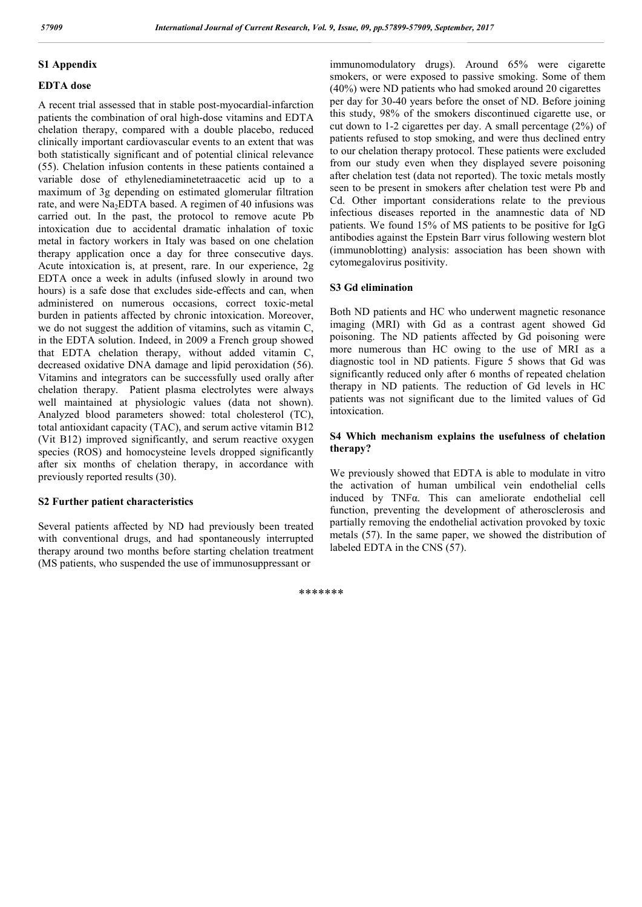## S1 Appendix

### EDTA dose

A recent trial assessed that in stable post-myocardial-infarction patients the combination of oral high-dose vitamins and EDTA chelation therapy, compared with a double placebo, reduced clinically important cardiovascular events to an extent that was both statistically significant and of potential clinical relevance (55). Chelation infusion contents in these patients contained a variable dose of ethylenediaminetetraacetic acid up to a maximum of 3g depending on estimated glomerular filtration rate, and were $Na_2EDTA$ based. A regimen of 40 infusions was carried out. In the past, the protocol to remove acute Pb intoxication due to accidental dramatic inhalation of toxic metal in factory workers in Italy was based on one chelation therapy application once a day for three consecutive days. Acute intoxication is, at present, rare. In our experience, 2g EDTA once a week in adults (infused slowly in around two hours) is a safe dose that excludes side-effects and can, when administered on numerous occasions, correct toxic-metal burden in patients affected by chronic intoxication. Moreover, we do not suggest the addition of vitamins, such as vitamin C, in the EDTA solution. Indeed, in 2009 a French group showed that EDTA chelation therapy, without added vitamin C, decreased oxidative DNA damage and lipid peroxidation (56). Vitamins and integrators can be successfully used orally after chelation therapy. Patient plasma electrolytes were always well maintained at physiologic values (data not shown). Analyzed blood parameters showed: total cholesterol (TC), total antioxidant capacity (TAC), and serum active vitamin B12 (Vit B12) improved significantly, and serum reactive oxygen species (ROS) and homocysteine levels dropped significantly after six months of chelation therapy, in accordance with previously reported results (30).

### S2 Further patient characteristics

Several patients affected by ND had previously been treated with conventional drugs, and had spontaneously interrupted therapy around two months before starting chelation treatment (MS patients, who suspended the use of immunosuppressant or immunomodulatory drugs). Around 65% were cigarette smokers, or were exposed to passive smoking. Some of them (40%) were ND patients who had smoked around 20 cigarettes per day for 30-40 years before the onset of ND. Before joining this study, 98% of the smokers discontinued cigarette use, or cut down to 1-2 cigarettes per day. A small percentage (2%) of patients refused to stop smoking, and were thus declined entry to our chelation therapy protocol. These patients were excluded from our study even when they displayed severe poisoning after chelation test (data not reported). The toxic metals mostly seen to be present in smokers after chelation test were Pb and Cd. Other important considerations relate to the previous infectious diseases reported in the anamnestic data of ND patients. We found 15% of MS patients to be positive for IgG antibodies against the Epstein Barr virus following western blot (immunoblotting) analysis: association has been shown with cytomegalovirus positivity.

### S3 Gd elimination

Both ND patients and HC who underwent magnetic resonance imaging (MRI) with Gd as a contrast agent showed Gd poisoning. The ND patients affected by Gd poisoning were more numerous than HC owing to the use of MRI as a diagnostic tool in ND patients. Figure 5 shows that Gd was significantly reduced only after 6 months of repeated chelation therapy in ND patients. The reduction of Gd levels in HC patients was not significant due to the limited values of Gd intoxication.

### S4 Which mechanism explains the usefulness of chelation therapy?

We previously showed that EDTA is able to modulate in vitro the activation of human umbilical vein endothelial cells induced by TNFα. This can ameliorate endothelial cell function, preventing the development of atherosclerosis and partially removing the endothelial activation provoked by toxic metals (57). In the same paper, we showed the distribution of labeled EDTA in the CNS (57).

*******